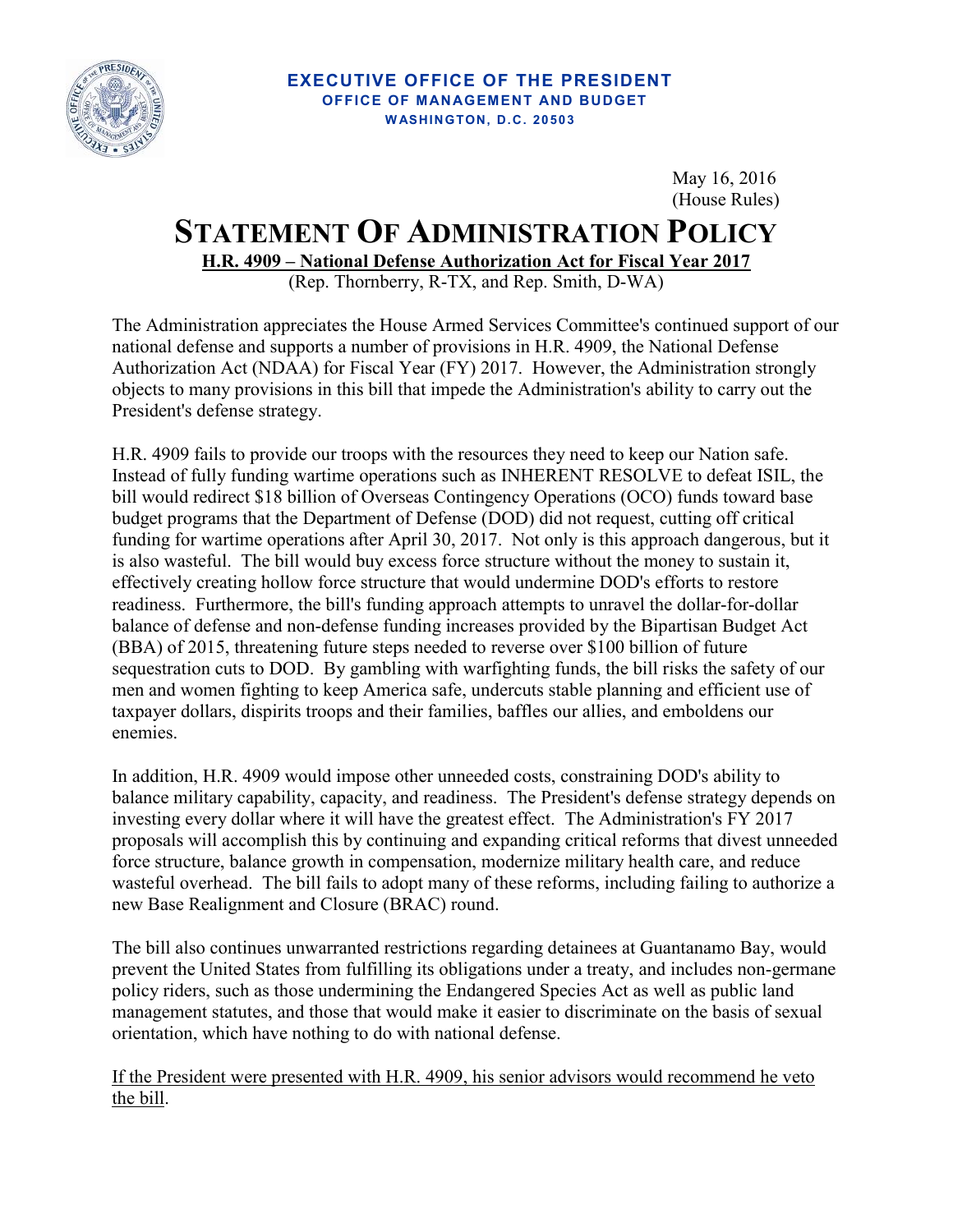**EXECUTIVE OFFICE OF THE PRESIDENT**
**OFFICE OF MANAGEMENT AND BUDGET**
**WASHINGTON, D.C. 20503**

May 16, 2016
(House Rules)

# STATEMENT OF ADMINISTRATION POLICY

**H.R. 4909 – National Defense Authorization Act for Fiscal Year 2017**
(Rep. Thornberry, R-TX, and Rep. Smith, D-WA)

The Administration appreciates the House Armed Services Committee's continued support of our national defense and supports a number of provisions in H.R. 4909, the National Defense Authorization Act (NDAA) for Fiscal Year (FY) 2017. However, the Administration strongly objects to many provisions in this bill that impede the Administration's ability to carry out the President's defense strategy.

H.R. 4909 fails to provide our troops with the resources they need to keep our Nation safe. Instead of fully funding wartime operations such as INHERENT RESOLVE to defeat ISIL, the bill would redirect $18 billion of Overseas Contingency Operations (OCO) funds toward base budget programs that the Department of Defense (DOD) did not request, cutting off critical funding for wartime operations after April 30, 2017. Not only is this approach dangerous, but it is also wasteful. The bill would buy excess force structure without the money to sustain it, effectively creating hollow force structure that would undermine DOD's efforts to restore readiness. Furthermore, the bill's funding approach attempts to unravel the dollar-for-dollar balance of defense and non-defense funding increases provided by the Bipartisan Budget Act (BBA) of 2015, threatening future steps needed to reverse over $100 billion of future sequestration cuts to DOD. By gambling with warfighting funds, the bill risks the safety of our men and women fighting to keep America safe, undercuts stable planning and efficient use of taxpayer dollars, dispirits troops and their families, baffles our allies, and emboldens our enemies.

In addition, H.R. 4909 would impose other unneeded costs, constraining DOD's ability to balance military capability, capacity, and readiness. The President's defense strategy depends on investing every dollar where it will have the greatest effect. The Administration's FY 2017 proposals will accomplish this by continuing and expanding critical reforms that divest unneeded force structure, balance growth in compensation, modernize military health care, and reduce wasteful overhead. The bill fails to adopt many of these reforms, including failing to authorize a new Base Realignment and Closure (BRAC) round.

The bill also continues unwarranted restrictions regarding detainees at Guantanamo Bay, would prevent the United States from fulfilling its obligations under a treaty, and includes non-germane policy riders, such as those undermining the Endangered Species Act as well as public land management statutes, and those that would make it easier to discriminate on the basis of sexual orientation, which have nothing to do with national defense.

<u>If the President were presented with H.R. 4909, his senior advisors would recommend he veto the bill</u>.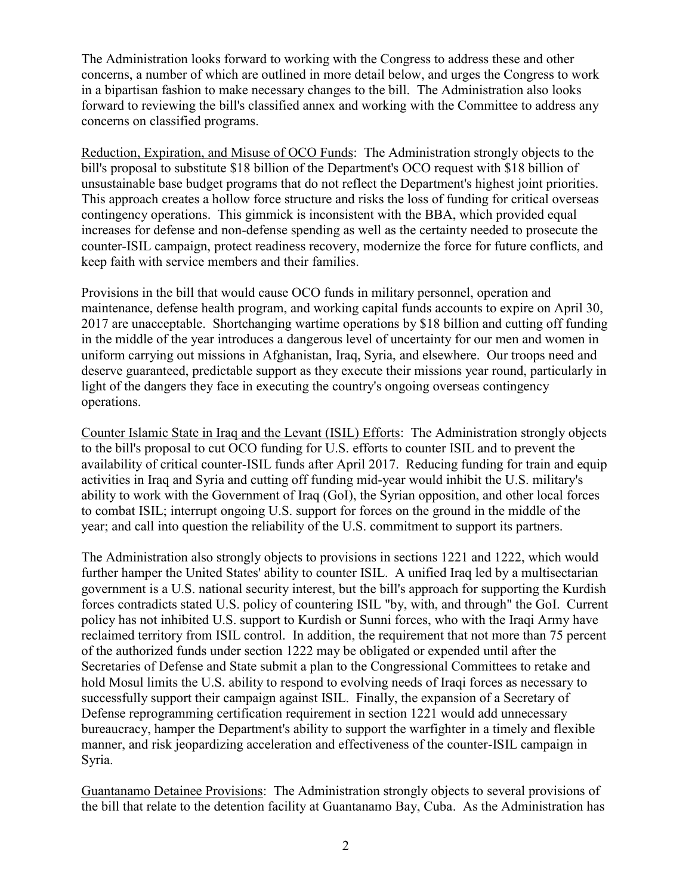The Administration looks forward to working with the Congress to address these and other concerns, a number of which are outlined in more detail below, and urges the Congress to work in a bipartisan fashion to make necessary changes to the bill. The Administration also looks forward to reviewing the bill's classified annex and working with the Committee to address any concerns on classified programs.

Reduction, Expiration, and Misuse of OCO Funds: The Administration strongly objects to the bill's proposal to substitute $18 billion of the Department's OCO request with $18 billion of unsustainable base budget programs that do not reflect the Department's highest joint priorities. This approach creates a hollow force structure and risks the loss of funding for critical overseas contingency operations. This gimmick is inconsistent with the BBA, which provided equal increases for defense and non-defense spending as well as the certainty needed to prosecute the counter-ISIL campaign, protect readiness recovery, modernize the force for future conflicts, and keep faith with service members and their families.

Provisions in the bill that would cause OCO funds in military personnel, operation and maintenance, defense health program, and working capital funds accounts to expire on April 30, 2017 are unacceptable. Shortchanging wartime operations by $18 billion and cutting off funding in the middle of the year introduces a dangerous level of uncertainty for our men and women in uniform carrying out missions in Afghanistan, Iraq, Syria, and elsewhere. Our troops need and deserve guaranteed, predictable support as they execute their missions year round, particularly in light of the dangers they face in executing the country's ongoing overseas contingency operations.

Counter Islamic State in Iraq and the Levant (ISIL) Efforts: The Administration strongly objects to the bill's proposal to cut OCO funding for U.S. efforts to counter ISIL and to prevent the availability of critical counter-ISIL funds after April 2017. Reducing funding for train and equip activities in Iraq and Syria and cutting off funding mid-year would inhibit the U.S. military's ability to work with the Government of Iraq (GoI), the Syrian opposition, and other local forces to combat ISIL; interrupt ongoing U.S. support for forces on the ground in the middle of the year; and call into question the reliability of the U.S. commitment to support its partners.

The Administration also strongly objects to provisions in sections 1221 and 1222, which would further hamper the United States' ability to counter ISIL. A unified Iraq led by a multisectarian government is a U.S. national security interest, but the bill's approach for supporting the Kurdish forces contradicts stated U.S. policy of countering ISIL "by, with, and through" the GoI. Current policy has not inhibited U.S. support to Kurdish or Sunni forces, who with the Iraqi Army have reclaimed territory from ISIL control. In addition, the requirement that not more than 75 percent of the authorized funds under section 1222 may be obligated or expended until after the Secretaries of Defense and State submit a plan to the Congressional Committees to retake and hold Mosul limits the U.S. ability to respond to evolving needs of Iraqi forces as necessary to successfully support their campaign against ISIL. Finally, the expansion of a Secretary of Defense reprogramming certification requirement in section 1221 would add unnecessary bureaucracy, hamper the Department's ability to support the warfighter in a timely and flexible manner, and risk jeopardizing acceleration and effectiveness of the counter-ISIL campaign in Syria.

Guantanamo Detainee Provisions: The Administration strongly objects to several provisions of the bill that relate to the detention facility at Guantanamo Bay, Cuba. As the Administration has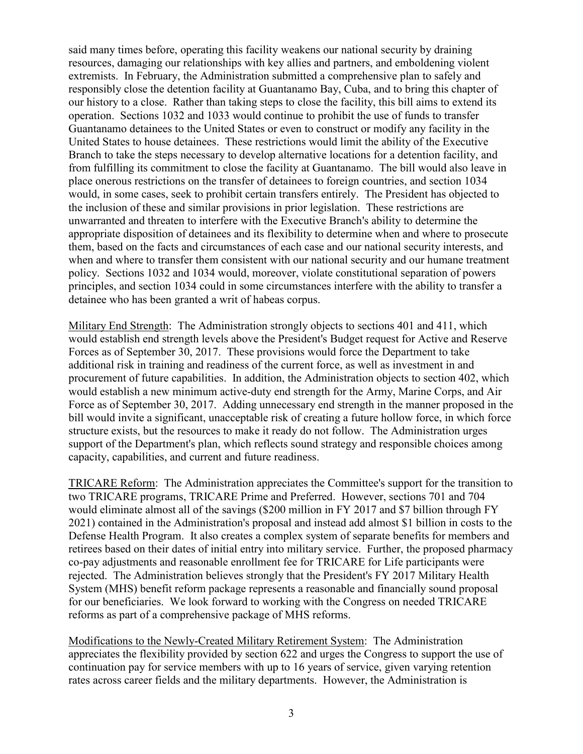said many times before, operating this facility weakens our national security by draining resources, damaging our relationships with key allies and partners, and emboldening violent extremists. In February, the Administration submitted a comprehensive plan to safely and responsibly close the detention facility at Guantanamo Bay, Cuba, and to bring this chapter of our history to a close. Rather than taking steps to close the facility, this bill aims to extend its operation. Sections 1032 and 1033 would continue to prohibit the use of funds to transfer Guantanamo detainees to the United States or even to construct or modify any facility in the United States to house detainees. These restrictions would limit the ability of the Executive Branch to take the steps necessary to develop alternative locations for a detention facility, and from fulfilling its commitment to close the facility at Guantanamo. The bill would also leave in place onerous restrictions on the transfer of detainees to foreign countries, and section 1034 would, in some cases, seek to prohibit certain transfers entirely. The President has objected to the inclusion of these and similar provisions in prior legislation. These restrictions are unwarranted and threaten to interfere with the Executive Branch's ability to determine the appropriate disposition of detainees and its flexibility to determine when and where to prosecute them, based on the facts and circumstances of each case and our national security interests, and when and where to transfer them consistent with our national security and our humane treatment policy. Sections 1032 and 1034 would, moreover, violate constitutional separation of powers principles, and section 1034 could in some circumstances interfere with the ability to transfer a detainee who has been granted a writ of habeas corpus.

<u>Military End Strength</u>: The Administration strongly objects to sections 401 and 411, which would establish end strength levels above the President's Budget request for Active and Reserve Forces as of September 30, 2017. These provisions would force the Department to take additional risk in training and readiness of the current force, as well as investment in and procurement of future capabilities. In addition, the Administration objects to section 402, which would establish a new minimum active-duty end strength for the Army, Marine Corps, and Air Force as of September 30, 2017. Adding unnecessary end strength in the manner proposed in the bill would invite a significant, unacceptable risk of creating a future hollow force, in which force structure exists, but the resources to make it ready do not follow. The Administration urges support of the Department's plan, which reflects sound strategy and responsible choices among capacity, capabilities, and current and future readiness.

<u>TRICARE Reform</u>: The Administration appreciates the Committee's support for the transition to two TRICARE programs, TRICARE Prime and Preferred. However, sections 701 and 704 would eliminate almost all of the savings ($200 million in FY 2017 and $7 billion through FY 2021) contained in the Administration's proposal and instead add almost $1 billion in costs to the Defense Health Program. It also creates a complex system of separate benefits for members and retirees based on their dates of initial entry into military service. Further, the proposed pharmacy co-pay adjustments and reasonable enrollment fee for TRICARE for Life participants were rejected. The Administration believes strongly that the President's FY 2017 Military Health System (MHS) benefit reform package represents a reasonable and financially sound proposal for our beneficiaries. We look forward to working with the Congress on needed TRICARE reforms as part of a comprehensive package of MHS reforms.

<u>Modifications to the Newly-Created Military Retirement System</u>: The Administration appreciates the flexibility provided by section 622 and urges the Congress to support the use of continuation pay for service members with up to 16 years of service, given varying retention rates across career fields and the military departments. However, the Administration is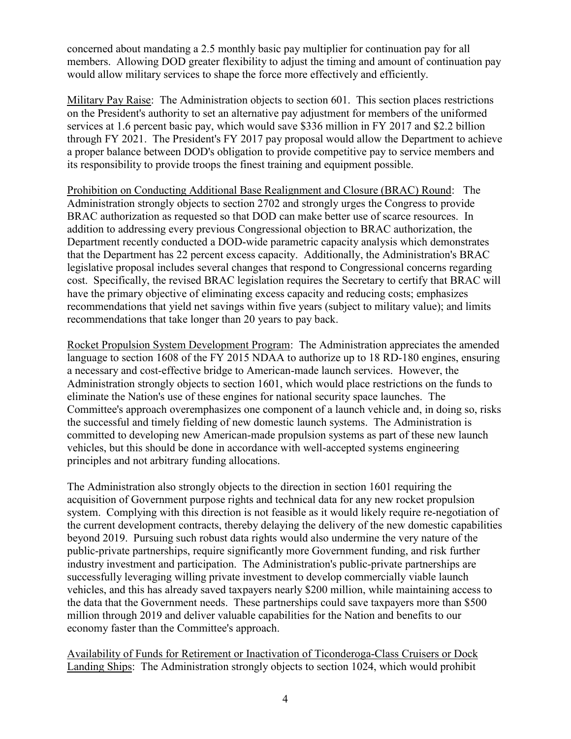concerned about mandating a 2.5 monthly basic pay multiplier for continuation pay for all members. Allowing DOD greater flexibility to adjust the timing and amount of continuation pay would allow military services to shape the force more effectively and efficiently.

Military Pay Raise: The Administration objects to section 601. This section places restrictions on the President's authority to set an alternative pay adjustment for members of the uniformed services at 1.6 percent basic pay, which would save $336 million in FY 2017 and $2.2 billion through FY 2021. The President's FY 2017 pay proposal would allow the Department to achieve a proper balance between DOD's obligation to provide competitive pay to service members and its responsibility to provide troops the finest training and equipment possible.

Prohibition on Conducting Additional Base Realignment and Closure (BRAC) Round: The Administration strongly objects to section 2702 and strongly urges the Congress to provide BRAC authorization as requested so that DOD can make better use of scarce resources. In addition to addressing every previous Congressional objection to BRAC authorization, the Department recently conducted a DOD-wide parametric capacity analysis which demonstrates that the Department has 22 percent excess capacity. Additionally, the Administration's BRAC legislative proposal includes several changes that respond to Congressional concerns regarding cost. Specifically, the revised BRAC legislation requires the Secretary to certify that BRAC will have the primary objective of eliminating excess capacity and reducing costs; emphasizes recommendations that yield net savings within five years (subject to military value); and limits recommendations that take longer than 20 years to pay back.

Rocket Propulsion System Development Program: The Administration appreciates the amended language to section 1608 of the FY 2015 NDAA to authorize up to 18 RD-180 engines, ensuring a necessary and cost-effective bridge to American-made launch services. However, the Administration strongly objects to section 1601, which would place restrictions on the funds to eliminate the Nation's use of these engines for national security space launches. The Committee's approach overemphasizes one component of a launch vehicle and, in doing so, risks the successful and timely fielding of new domestic launch systems. The Administration is committed to developing new American-made propulsion systems as part of these new launch vehicles, but this should be done in accordance with well-accepted systems engineering principles and not arbitrary funding allocations.

The Administration also strongly objects to the direction in section 1601 requiring the acquisition of Government purpose rights and technical data for any new rocket propulsion system. Complying with this direction is not feasible as it would likely require re-negotiation of the current development contracts, thereby delaying the delivery of the new domestic capabilities beyond 2019. Pursuing such robust data rights would also undermine the very nature of the public-private partnerships, require significantly more Government funding, and risk further industry investment and participation. The Administration's public-private partnerships are successfully leveraging willing private investment to develop commercially viable launch vehicles, and this has already saved taxpayers nearly $200 million, while maintaining access to the data that the Government needs. These partnerships could save taxpayers more than $500 million through 2019 and deliver valuable capabilities for the Nation and benefits to our economy faster than the Committee's approach.

Availability of Funds for Retirement or Inactivation of Ticonderoga-Class Cruisers or Dock Landing Ships: The Administration strongly objects to section 1024, which would prohibit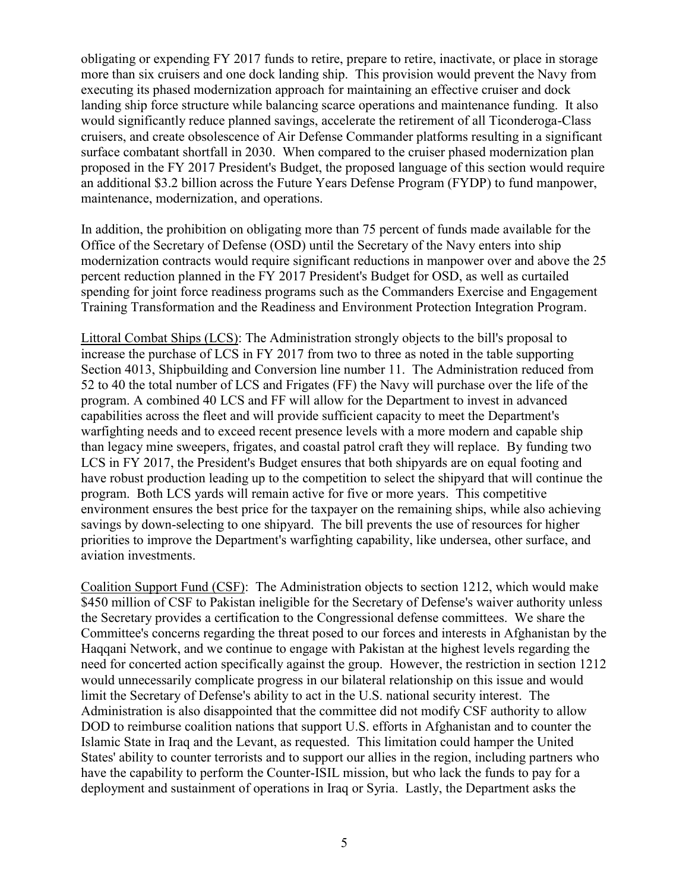obligating or expending FY 2017 funds to retire, prepare to retire, inactivate, or place in storage more than six cruisers and one dock landing ship. This provision would prevent the Navy from executing its phased modernization approach for maintaining an effective cruiser and dock landing ship force structure while balancing scarce operations and maintenance funding. It also would significantly reduce planned savings, accelerate the retirement of all Ticonderoga-Class cruisers, and create obsolescence of Air Defense Commander platforms resulting in a significant surface combatant shortfall in 2030. When compared to the cruiser phased modernization plan proposed in the FY 2017 President's Budget, the proposed language of this section would require an additional $3.2 billion across the Future Years Defense Program (FYDP) to fund manpower, maintenance, modernization, and operations.

In addition, the prohibition on obligating more than 75 percent of funds made available for the Office of the Secretary of Defense (OSD) until the Secretary of the Navy enters into ship modernization contracts would require significant reductions in manpower over and above the 25 percent reduction planned in the FY 2017 President's Budget for OSD, as well as curtailed spending for joint force readiness programs such as the Commanders Exercise and Engagement Training Transformation and the Readiness and Environment Protection Integration Program.

<u>Littoral Combat Ships (LCS)</u>: The Administration strongly objects to the bill's proposal to increase the purchase of LCS in FY 2017 from two to three as noted in the table supporting Section 4013, Shipbuilding and Conversion line number 11. The Administration reduced from 52 to 40 the total number of LCS and Frigates (FF) the Navy will purchase over the life of the program. A combined 40 LCS and FF will allow for the Department to invest in advanced capabilities across the fleet and will provide sufficient capacity to meet the Department's warfighting needs and to exceed recent presence levels with a more modern and capable ship than legacy mine sweepers, frigates, and coastal patrol craft they will replace. By funding two LCS in FY 2017, the President's Budget ensures that both shipyards are on equal footing and have robust production leading up to the competition to select the shipyard that will continue the program. Both LCS yards will remain active for five or more years. This competitive environment ensures the best price for the taxpayer on the remaining ships, while also achieving savings by down-selecting to one shipyard. The bill prevents the use of resources for higher priorities to improve the Department's warfighting capability, like undersea, other surface, and aviation investments.

<u>Coalition Support Fund (CSF)</u>: The Administration objects to section 1212, which would make $450 million of CSF to Pakistan ineligible for the Secretary of Defense's waiver authority unless the Secretary provides a certification to the Congressional defense committees. We share the Committee's concerns regarding the threat posed to our forces and interests in Afghanistan by the Haqqani Network, and we continue to engage with Pakistan at the highest levels regarding the need for concerted action specifically against the group. However, the restriction in section 1212 would unnecessarily complicate progress in our bilateral relationship on this issue and would limit the Secretary of Defense's ability to act in the U.S. national security interest. The Administration is also disappointed that the committee did not modify CSF authority to allow DOD to reimburse coalition nations that support U.S. efforts in Afghanistan and to counter the Islamic State in Iraq and the Levant, as requested. This limitation could hamper the United States' ability to counter terrorists and to support our allies in the region, including partners who have the capability to perform the Counter-ISIL mission, but who lack the funds to pay for a deployment and sustainment of operations in Iraq or Syria. Lastly, the Department asks the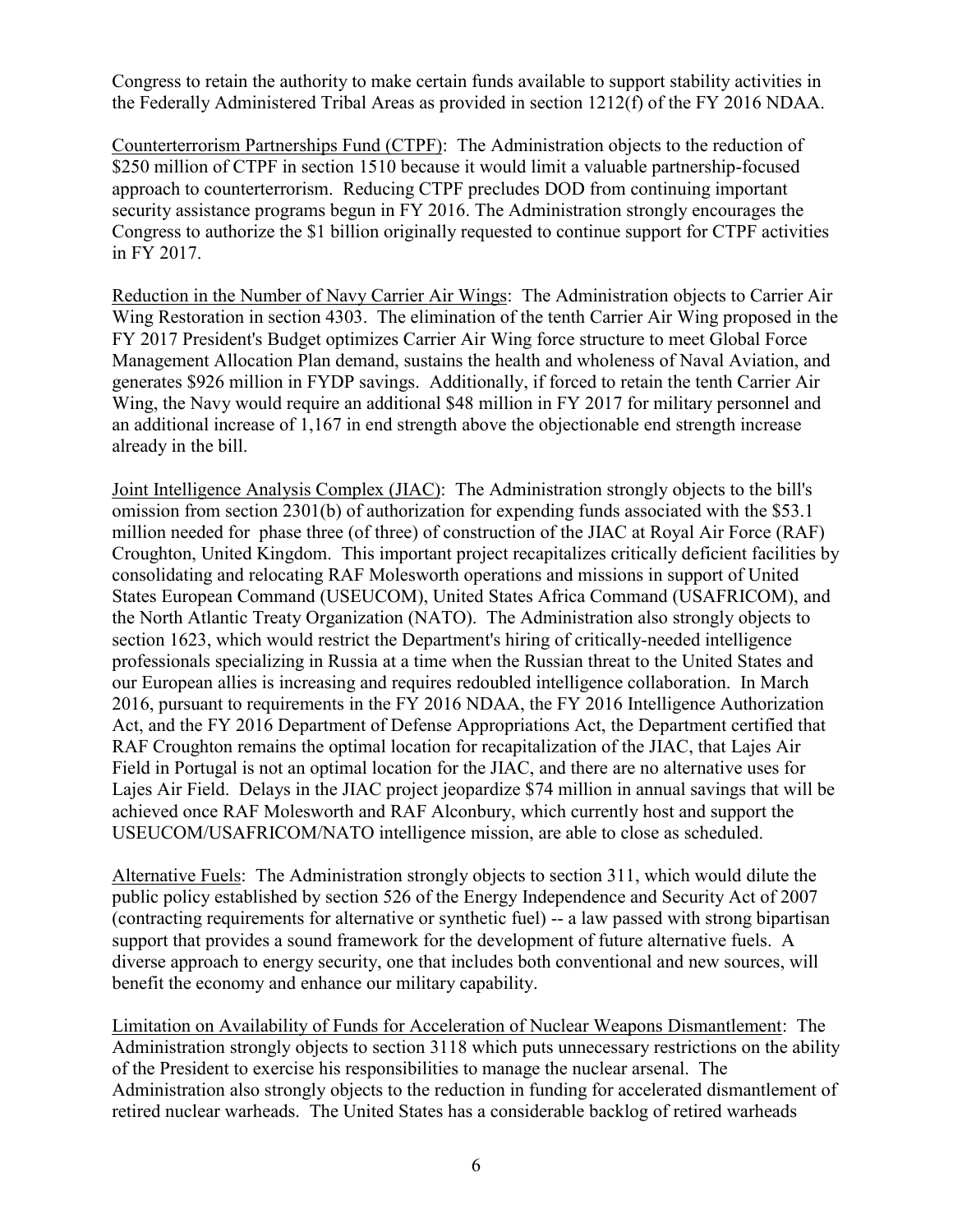Congress to retain the authority to make certain funds available to support stability activities in the Federally Administered Tribal Areas as provided in section 1212(f) of the FY 2016 NDAA.

Counterterrorism Partnerships Fund (CTPF): The Administration objects to the reduction of \$250 million of CTPF in section 1510 because it would limit a valuable partnership-focused approach to counterterrorism. Reducing CTPF precludes DOD from continuing important security assistance programs begun in FY 2016. The Administration strongly encourages the Congress to authorize the \$1 billion originally requested to continue support for CTPF activities in FY 2017.

Reduction in the Number of Navy Carrier Air Wings: The Administration objects to Carrier Air Wing Restoration in section 4303. The elimination of the tenth Carrier Air Wing proposed in the FY 2017 President's Budget optimizes Carrier Air Wing force structure to meet Global Force Management Allocation Plan demand, sustains the health and wholeness of Naval Aviation, and generates \$926 million in FYDP savings. Additionally, if forced to retain the tenth Carrier Air Wing, the Navy would require an additional \$48 million in FY 2017 for military personnel and an additional increase of 1,167 in end strength above the objectionable end strength increase already in the bill.

Joint Intelligence Analysis Complex (JIAC): The Administration strongly objects to the bill's omission from section 2301(b) of authorization for expending funds associated with the \$53.1 million needed for phase three (of three) of construction of the JIAC at Royal Air Force (RAF) Croughton, United Kingdom. This important project recapitalizes critically deficient facilities by consolidating and relocating RAF Molesworth operations and missions in support of United States European Command (USEUCOM), United States Africa Command (USAFRICOM), and the North Atlantic Treaty Organization (NATO). The Administration also strongly objects to section 1623, which would restrict the Department's hiring of critically-needed intelligence professionals specializing in Russia at a time when the Russian threat to the United States and our European allies is increasing and requires redoubled intelligence collaboration. In March 2016, pursuant to requirements in the FY 2016 NDAA, the FY 2016 Intelligence Authorization Act, and the FY 2016 Department of Defense Appropriations Act, the Department certified that RAF Croughton remains the optimal location for recapitalization of the JIAC, that Lajes Air Field in Portugal is not an optimal location for the JIAC, and there are no alternative uses for Lajes Air Field. Delays in the JIAC project jeopardize \$74 million in annual savings that will be achieved once RAF Molesworth and RAF Alconbury, which currently host and support the USEUCOM/USAFRICOM/NATO intelligence mission, are able to close as scheduled.

Alternative Fuels: The Administration strongly objects to section 311, which would dilute the public policy established by section 526 of the Energy Independence and Security Act of 2007 (contracting requirements for alternative or synthetic fuel) -- a law passed with strong bipartisan support that provides a sound framework for the development of future alternative fuels. A diverse approach to energy security, one that includes both conventional and new sources, will benefit the economy and enhance our military capability.

Limitation on Availability of Funds for Acceleration of Nuclear Weapons Dismantlement: The Administration strongly objects to section 3118 which puts unnecessary restrictions on the ability of the President to exercise his responsibilities to manage the nuclear arsenal. The Administration also strongly objects to the reduction in funding for accelerated dismantlement of retired nuclear warheads. The United States has a considerable backlog of retired warheads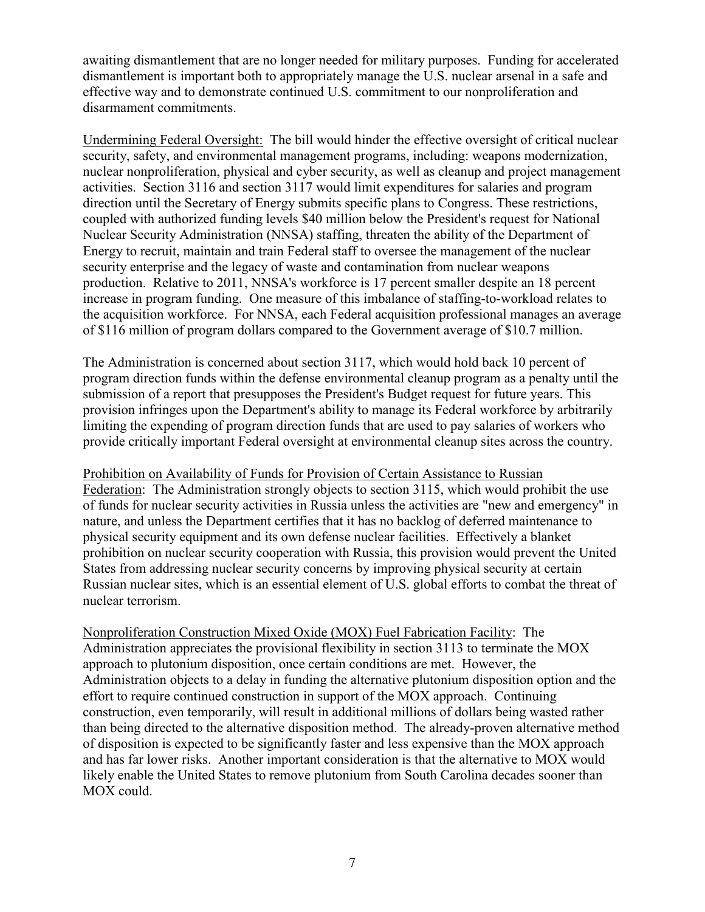awaiting dismantlement that are no longer needed for military purposes. Funding for accelerated dismantlement is important both to appropriately manage the U.S. nuclear arsenal in a safe and effective way and to demonstrate continued U.S. commitment to our nonproliferation and disarmament commitments.

<u>Undermining Federal Oversight:</u> The bill would hinder the effective oversight of critical nuclear security, safety, and environmental management programs, including: weapons modernization, nuclear nonproliferation, physical and cyber security, as well as cleanup and project management activities. Section 3116 and section 3117 would limit expenditures for salaries and program direction until the Secretary of Energy submits specific plans to Congress. These restrictions, coupled with authorized funding levels $40 million below the President's request for National Nuclear Security Administration (NNSA) staffing, threaten the ability of the Department of Energy to recruit, maintain and train Federal staff to oversee the management of the nuclear security enterprise and the legacy of waste and contamination from nuclear weapons production. Relative to 2011, NNSA's workforce is 17 percent smaller despite an 18 percent increase in program funding. One measure of this imbalance of staffing-to-workload relates to the acquisition workforce. For NNSA, each Federal acquisition professional manages an average of $116 million of program dollars compared to the Government average of $10.7 million.

The Administration is concerned about section 3117, which would hold back 10 percent of program direction funds within the defense environmental cleanup program as a penalty until the submission of a report that presupposes the President's Budget request for future years. This provision infringes upon the Department's ability to manage its Federal workforce by arbitrarily limiting the expending of program direction funds that are used to pay salaries of workers who provide critically important Federal oversight at environmental cleanup sites across the country.

<u>Prohibition on Availability of Funds for Provision of Certain Assistance to Russian Federation</u>: The Administration strongly objects to section 3115, which would prohibit the use of funds for nuclear security activities in Russia unless the activities are "new and emergency" in nature, and unless the Department certifies that it has no backlog of deferred maintenance to physical security equipment and its own defense nuclear facilities. Effectively a blanket prohibition on nuclear security cooperation with Russia, this provision would prevent the United States from addressing nuclear security concerns by improving physical security at certain Russian nuclear sites, which is an essential element of U.S. global efforts to combat the threat of nuclear terrorism.

<u>Nonproliferation Construction Mixed Oxide (MOX) Fuel Fabrication Facility</u>: The Administration appreciates the provisional flexibility in section 3113 to terminate the MOX approach to plutonium disposition, once certain conditions are met. However, the Administration objects to a delay in funding the alternative plutonium disposition option and the effort to require continued construction in support of the MOX approach. Continuing construction, even temporarily, will result in additional millions of dollars being wasted rather than being directed to the alternative disposition method. The already-proven alternative method of disposition is expected to be significantly faster and less expensive than the MOX approach and has far lower risks. Another important consideration is that the alternative to MOX would likely enable the United States to remove plutonium from South Carolina decades sooner than MOX could.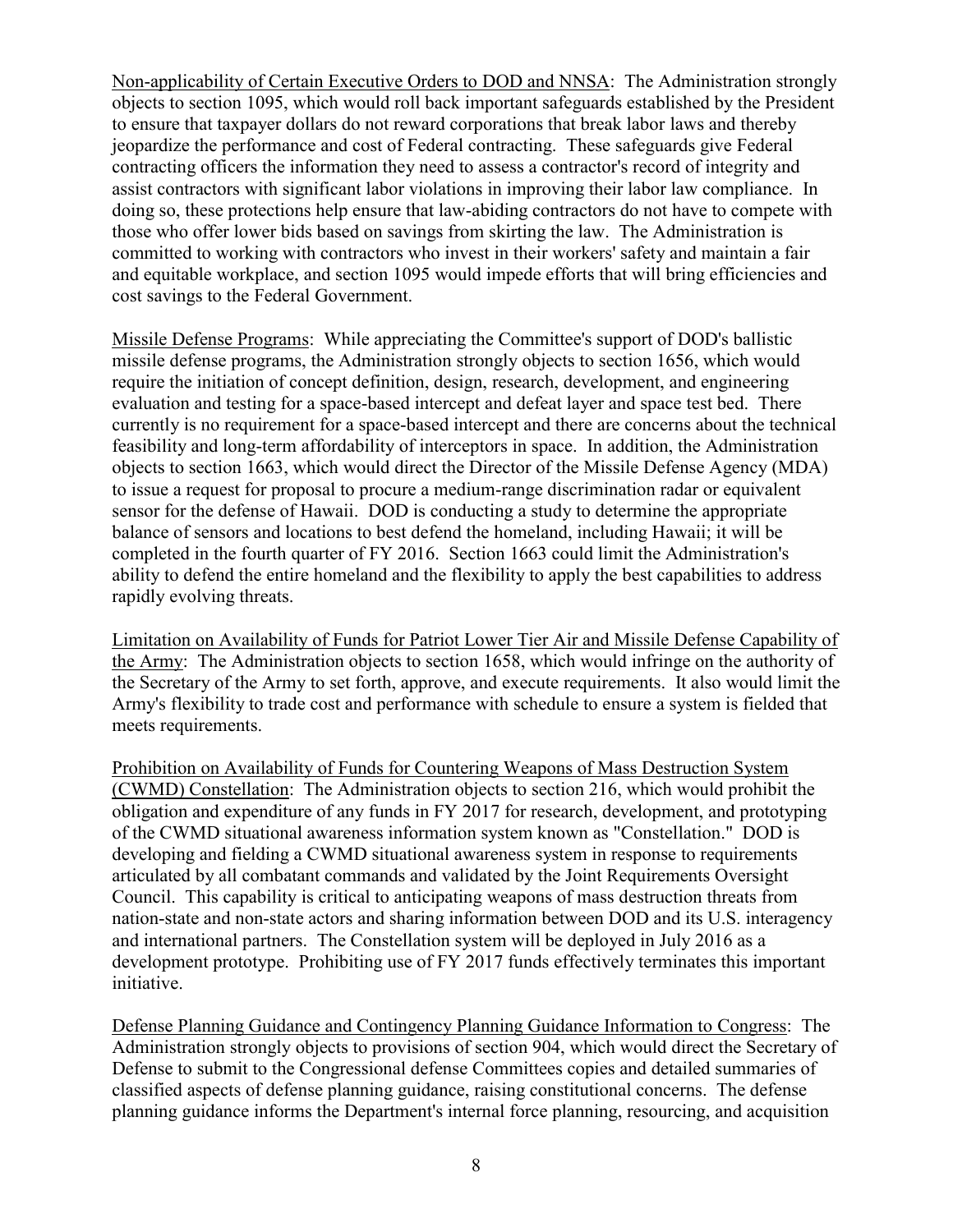Non-applicability of Certain Executive Orders to DOD and NNSA: The Administration strongly objects to section 1095, which would roll back important safeguards established by the President to ensure that taxpayer dollars do not reward corporations that break labor laws and thereby jeopardize the performance and cost of Federal contracting. These safeguards give Federal contracting officers the information they need to assess a contractor's record of integrity and assist contractors with significant labor violations in improving their labor law compliance. In doing so, these protections help ensure that law-abiding contractors do not have to compete with those who offer lower bids based on savings from skirting the law. The Administration is committed to working with contractors who invest in their workers' safety and maintain a fair and equitable workplace, and section 1095 would impede efforts that will bring efficiencies and cost savings to the Federal Government.

Missile Defense Programs: While appreciating the Committee's support of DOD's ballistic missile defense programs, the Administration strongly objects to section 1656, which would require the initiation of concept definition, design, research, development, and engineering evaluation and testing for a space-based intercept and defeat layer and space test bed. There currently is no requirement for a space-based intercept and there are concerns about the technical feasibility and long-term affordability of interceptors in space. In addition, the Administration objects to section 1663, which would direct the Director of the Missile Defense Agency (MDA) to issue a request for proposal to procure a medium-range discrimination radar or equivalent sensor for the defense of Hawaii. DOD is conducting a study to determine the appropriate balance of sensors and locations to best defend the homeland, including Hawaii; it will be completed in the fourth quarter of FY 2016. Section 1663 could limit the Administration's ability to defend the entire homeland and the flexibility to apply the best capabilities to address rapidly evolving threats.

Limitation on Availability of Funds for Patriot Lower Tier Air and Missile Defense Capability of the Army: The Administration objects to section 1658, which would infringe on the authority of the Secretary of the Army to set forth, approve, and execute requirements. It also would limit the Army's flexibility to trade cost and performance with schedule to ensure a system is fielded that meets requirements.

Prohibition on Availability of Funds for Countering Weapons of Mass Destruction System (CWMD) Constellation: The Administration objects to section 216, which would prohibit the obligation and expenditure of any funds in FY 2017 for research, development, and prototyping of the CWMD situational awareness information system known as "Constellation." DOD is developing and fielding a CWMD situational awareness system in response to requirements articulated by all combatant commands and validated by the Joint Requirements Oversight Council. This capability is critical to anticipating weapons of mass destruction threats from nation-state and non-state actors and sharing information between DOD and its U.S. interagency and international partners. The Constellation system will be deployed in July 2016 as a development prototype. Prohibiting use of FY 2017 funds effectively terminates this important initiative.

Defense Planning Guidance and Contingency Planning Guidance Information to Congress: The Administration strongly objects to provisions of section 904, which would direct the Secretary of Defense to submit to the Congressional defense Committees copies and detailed summaries of classified aspects of defense planning guidance, raising constitutional concerns. The defense planning guidance informs the Department's internal force planning, resourcing, and acquisition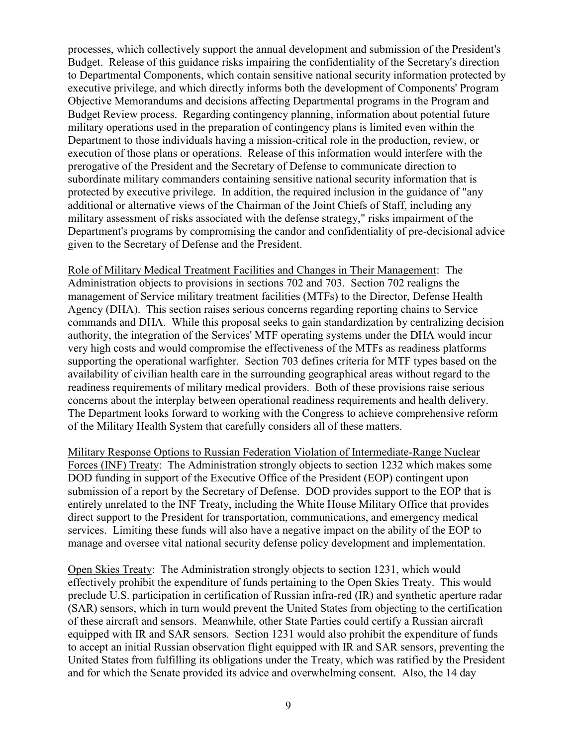processes, which collectively support the annual development and submission of the President's Budget. Release of this guidance risks impairing the confidentiality of the Secretary's direction to Departmental Components, which contain sensitive national security information protected by executive privilege, and which directly informs both the development of Components' Program Objective Memorandums and decisions affecting Departmental programs in the Program and Budget Review process. Regarding contingency planning, information about potential future military operations used in the preparation of contingency plans is limited even within the Department to those individuals having a mission-critical role in the production, review, or execution of those plans or operations. Release of this information would interfere with the prerogative of the President and the Secretary of Defense to communicate direction to subordinate military commanders containing sensitive national security information that is protected by executive privilege. In addition, the required inclusion in the guidance of "any additional or alternative views of the Chairman of the Joint Chiefs of Staff, including any military assessment of risks associated with the defense strategy," risks impairment of the Department's programs by compromising the candor and confidentiality of pre-decisional advice given to the Secretary of Defense and the President.

<u>Role of Military Medical Treatment Facilities and Changes in Their Management</u>: The Administration objects to provisions in sections 702 and 703. Section 702 realigns the management of Service military treatment facilities (MTFs) to the Director, Defense Health Agency (DHA). This section raises serious concerns regarding reporting chains to Service commands and DHA. While this proposal seeks to gain standardization by centralizing decision authority, the integration of the Services' MTF operating systems under the DHA would incur very high costs and would compromise the effectiveness of the MTFs as readiness platforms supporting the operational warfighter. Section 703 defines criteria for MTF types based on the availability of civilian health care in the surrounding geographical areas without regard to the readiness requirements of military medical providers. Both of these provisions raise serious concerns about the interplay between operational readiness requirements and health delivery. The Department looks forward to working with the Congress to achieve comprehensive reform of the Military Health System that carefully considers all of these matters.

<u>Military Response Options to Russian Federation Violation of Intermediate-Range Nuclear Forces (INF) Treaty</u>: The Administration strongly objects to section 1232 which makes some DOD funding in support of the Executive Office of the President (EOP) contingent upon submission of a report by the Secretary of Defense. DOD provides support to the EOP that is entirely unrelated to the INF Treaty, including the White House Military Office that provides direct support to the President for transportation, communications, and emergency medical services. Limiting these funds will also have a negative impact on the ability of the EOP to manage and oversee vital national security defense policy development and implementation.

<u>Open Skies Treaty</u>: The Administration strongly objects to section 1231, which would effectively prohibit the expenditure of funds pertaining to the Open Skies Treaty. This would preclude U.S. participation in certification of Russian infra-red (IR) and synthetic aperture radar (SAR) sensors, which in turn would prevent the United States from objecting to the certification of these aircraft and sensors. Meanwhile, other State Parties could certify a Russian aircraft equipped with IR and SAR sensors. Section 1231 would also prohibit the expenditure of funds to accept an initial Russian observation flight equipped with IR and SAR sensors, preventing the United States from fulfilling its obligations under the Treaty, which was ratified by the President and for which the Senate provided its advice and overwhelming consent. Also, the 14 day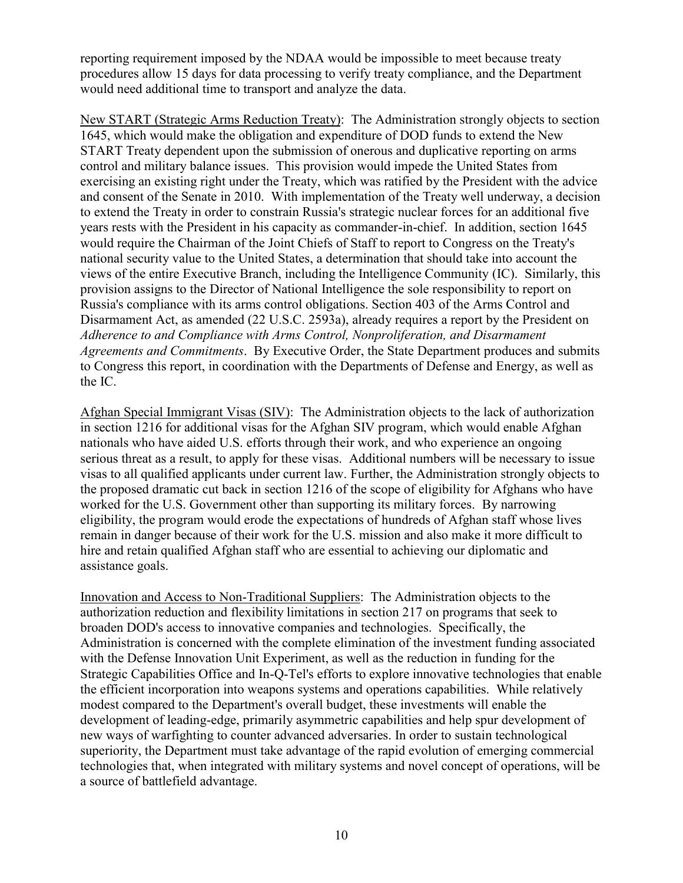reporting requirement imposed by the NDAA would be impossible to meet because treaty procedures allow 15 days for data processing to verify treaty compliance, and the Department would need additional time to transport and analyze the data.

<u>New START (Strategic Arms Reduction Treaty)</u>: The Administration strongly objects to section 1645, which would make the obligation and expenditure of DOD funds to extend the New START Treaty dependent upon the submission of onerous and duplicative reporting on arms control and military balance issues. This provision would impede the United States from exercising an existing right under the Treaty, which was ratified by the President with the advice and consent of the Senate in 2010. With implementation of the Treaty well underway, a decision to extend the Treaty in order to constrain Russia's strategic nuclear forces for an additional five years rests with the President in his capacity as commander-in-chief. In addition, section 1645 would require the Chairman of the Joint Chiefs of Staff to report to Congress on the Treaty's national security value to the United States, a determination that should take into account the views of the entire Executive Branch, including the Intelligence Community (IC). Similarly, this provision assigns to the Director of National Intelligence the sole responsibility to report on Russia's compliance with its arms control obligations. Section 403 of the Arms Control and Disarmament Act, as amended (22 U.S.C. 2593a), already requires a report by the President on *Adherence to and Compliance with Arms Control, Nonproliferation, and Disarmament Agreements and Commitments*. By Executive Order, the State Department produces and submits to Congress this report, in coordination with the Departments of Defense and Energy, as well as the IC.

<u>Afghan Special Immigrant Visas (SIV)</u>: The Administration objects to the lack of authorization in section 1216 for additional visas for the Afghan SIV program, which would enable Afghan nationals who have aided U.S. efforts through their work, and who experience an ongoing serious threat as a result, to apply for these visas. Additional numbers will be necessary to issue visas to all qualified applicants under current law. Further, the Administration strongly objects to the proposed dramatic cut back in section 1216 of the scope of eligibility for Afghans who have worked for the U.S. Government other than supporting its military forces. By narrowing eligibility, the program would erode the expectations of hundreds of Afghan staff whose lives remain in danger because of their work for the U.S. mission and also make it more difficult to hire and retain qualified Afghan staff who are essential to achieving our diplomatic and assistance goals.

<u>Innovation and Access to Non-Traditional Suppliers</u>: The Administration objects to the authorization reduction and flexibility limitations in section 217 on programs that seek to broaden DOD's access to innovative companies and technologies. Specifically, the Administration is concerned with the complete elimination of the investment funding associated with the Defense Innovation Unit Experiment, as well as the reduction in funding for the Strategic Capabilities Office and In-Q-Tel's efforts to explore innovative technologies that enable the efficient incorporation into weapons systems and operations capabilities. While relatively modest compared to the Department's overall budget, these investments will enable the development of leading-edge, primarily asymmetric capabilities and help spur development of new ways of warfighting to counter advanced adversaries. In order to sustain technological superiority, the Department must take advantage of the rapid evolution of emerging commercial technologies that, when integrated with military systems and novel concept of operations, will be a source of battlefield advantage.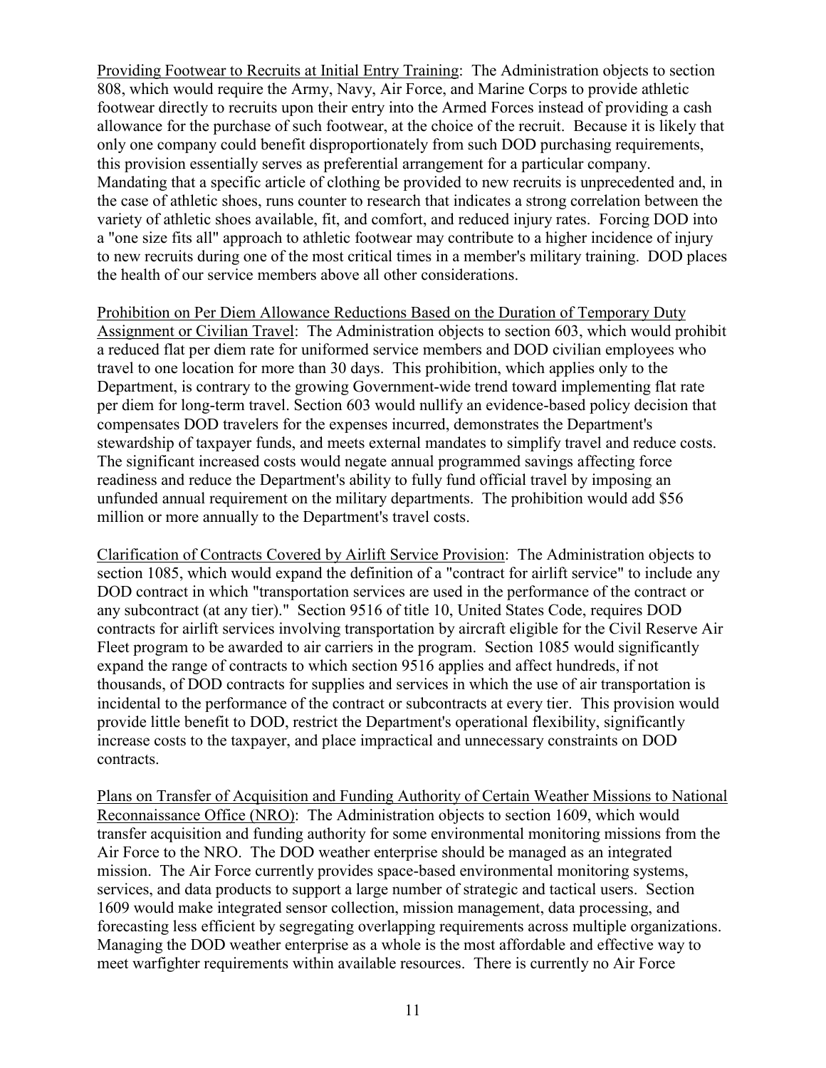Providing Footwear to Recruits at Initial Entry Training: The Administration objects to section 808, which would require the Army, Navy, Air Force, and Marine Corps to provide athletic footwear directly to recruits upon their entry into the Armed Forces instead of providing a cash allowance for the purchase of such footwear, at the choice of the recruit. Because it is likely that only one company could benefit disproportionately from such DOD purchasing requirements, this provision essentially serves as preferential arrangement for a particular company. Mandating that a specific article of clothing be provided to new recruits is unprecedented and, in the case of athletic shoes, runs counter to research that indicates a strong correlation between the variety of athletic shoes available, fit, and comfort, and reduced injury rates. Forcing DOD into a "one size fits all" approach to athletic footwear may contribute to a higher incidence of injury to new recruits during one of the most critical times in a member's military training. DOD places the health of our service members above all other considerations.

Prohibition on Per Diem Allowance Reductions Based on the Duration of Temporary Duty Assignment or Civilian Travel: The Administration objects to section 603, which would prohibit a reduced flat per diem rate for uniformed service members and DOD civilian employees who travel to one location for more than 30 days. This prohibition, which applies only to the Department, is contrary to the growing Government-wide trend toward implementing flat rate per diem for long-term travel. Section 603 would nullify an evidence-based policy decision that compensates DOD travelers for the expenses incurred, demonstrates the Department's stewardship of taxpayer funds, and meets external mandates to simplify travel and reduce costs. The significant increased costs would negate annual programmed savings affecting force readiness and reduce the Department's ability to fully fund official travel by imposing an unfunded annual requirement on the military departments. The prohibition would add $56 million or more annually to the Department's travel costs.

Clarification of Contracts Covered by Airlift Service Provision: The Administration objects to section 1085, which would expand the definition of a "contract for airlift service" to include any DOD contract in which "transportation services are used in the performance of the contract or any subcontract (at any tier)." Section 9516 of title 10, United States Code, requires DOD contracts for airlift services involving transportation by aircraft eligible for the Civil Reserve Air Fleet program to be awarded to air carriers in the program. Section 1085 would significantly expand the range of contracts to which section 9516 applies and affect hundreds, if not thousands, of DOD contracts for supplies and services in which the use of air transportation is incidental to the performance of the contract or subcontracts at every tier. This provision would provide little benefit to DOD, restrict the Department's operational flexibility, significantly increase costs to the taxpayer, and place impractical and unnecessary constraints on DOD contracts.

Plans on Transfer of Acquisition and Funding Authority of Certain Weather Missions to National Reconnaissance Office (NRO): The Administration objects to section 1609, which would transfer acquisition and funding authority for some environmental monitoring missions from the Air Force to the NRO. The DOD weather enterprise should be managed as an integrated mission. The Air Force currently provides space-based environmental monitoring systems, services, and data products to support a large number of strategic and tactical users. Section 1609 would make integrated sensor collection, mission management, data processing, and forecasting less efficient by segregating overlapping requirements across multiple organizations. Managing the DOD weather enterprise as a whole is the most affordable and effective way to meet warfighter requirements within available resources. There is currently no Air Force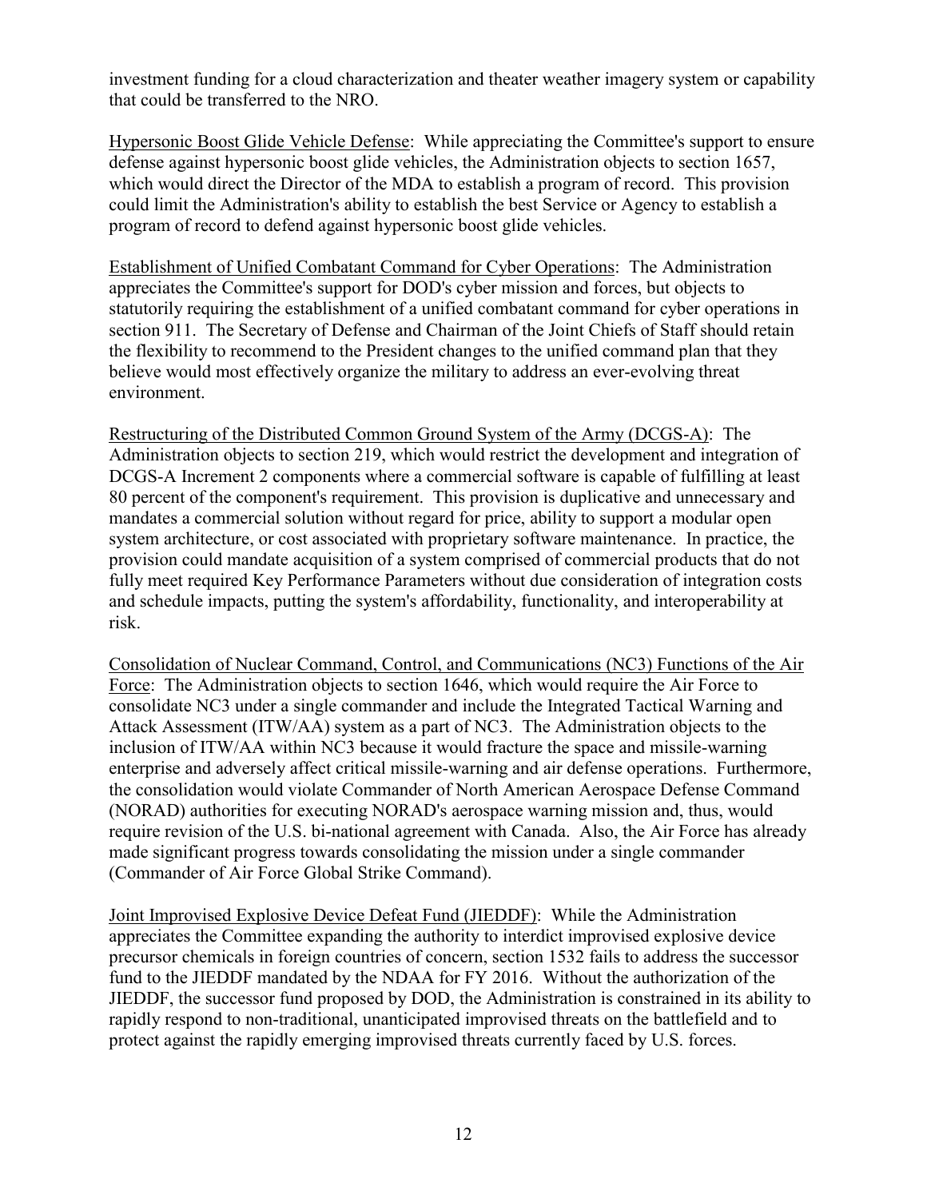investment funding for a cloud characterization and theater weather imagery system or capability that could be transferred to the NRO.

Hypersonic Boost Glide Vehicle Defense: While appreciating the Committee's support to ensure defense against hypersonic boost glide vehicles, the Administration objects to section 1657, which would direct the Director of the MDA to establish a program of record. This provision could limit the Administration's ability to establish the best Service or Agency to establish a program of record to defend against hypersonic boost glide vehicles.

Establishment of Unified Combatant Command for Cyber Operations: The Administration appreciates the Committee's support for DOD's cyber mission and forces, but objects to statutorily requiring the establishment of a unified combatant command for cyber operations in section 911. The Secretary of Defense and Chairman of the Joint Chiefs of Staff should retain the flexibility to recommend to the President changes to the unified command plan that they believe would most effectively organize the military to address an ever-evolving threat environment.

Restructuring of the Distributed Common Ground System of the Army (DCGS-A): The Administration objects to section 219, which would restrict the development and integration of DCGS-A Increment 2 components where a commercial software is capable of fulfilling at least 80 percent of the component's requirement. This provision is duplicative and unnecessary and mandates a commercial solution without regard for price, ability to support a modular open system architecture, or cost associated with proprietary software maintenance. In practice, the provision could mandate acquisition of a system comprised of commercial products that do not fully meet required Key Performance Parameters without due consideration of integration costs and schedule impacts, putting the system's affordability, functionality, and interoperability at risk.

Consolidation of Nuclear Command, Control, and Communications (NC3) Functions of the Air Force: The Administration objects to section 1646, which would require the Air Force to consolidate NC3 under a single commander and include the Integrated Tactical Warning and Attack Assessment (ITW/AA) system as a part of NC3. The Administration objects to the inclusion of ITW/AA within NC3 because it would fracture the space and missile-warning enterprise and adversely affect critical missile-warning and air defense operations. Furthermore, the consolidation would violate Commander of North American Aerospace Defense Command (NORAD) authorities for executing NORAD's aerospace warning mission and, thus, would require revision of the U.S. bi-national agreement with Canada. Also, the Air Force has already made significant progress towards consolidating the mission under a single commander (Commander of Air Force Global Strike Command).

Joint Improvised Explosive Device Defeat Fund (JIEDDF): While the Administration appreciates the Committee expanding the authority to interdict improvised explosive device precursor chemicals in foreign countries of concern, section 1532 fails to address the successor fund to the JIEDDF mandated by the NDAA for FY 2016. Without the authorization of the JIEDDF, the successor fund proposed by DOD, the Administration is constrained in its ability to rapidly respond to non-traditional, unanticipated improvised threats on the battlefield and to protect against the rapidly emerging improvised threats currently faced by U.S. forces.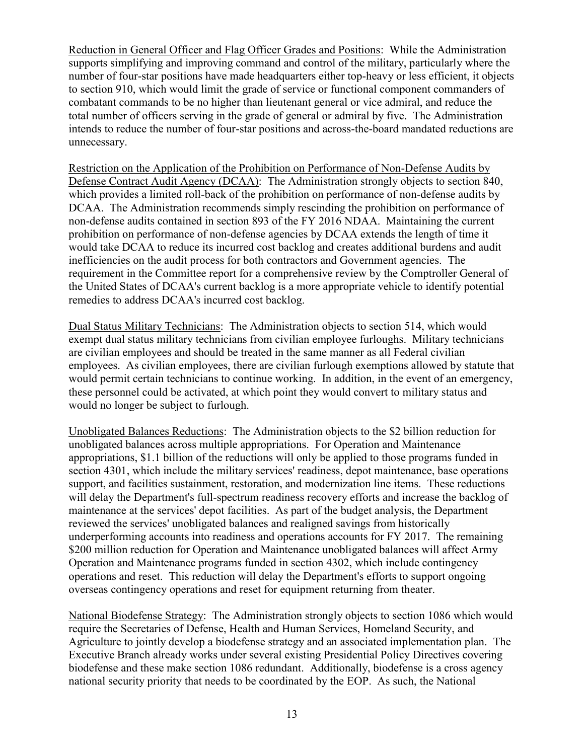<u>Reduction in General Officer and Flag Officer Grades and Positions</u>: While the Administration supports simplifying and improving command and control of the military, particularly where the number of four-star positions have made headquarters either top-heavy or less efficient, it objects to section 910, which would limit the grade of service or functional component commanders of combatant commands to be no higher than lieutenant general or vice admiral, and reduce the total number of officers serving in the grade of general or admiral by five. The Administration intends to reduce the number of four-star positions and across-the-board mandated reductions are unnecessary.

<u>Restriction on the Application of the Prohibition on Performance of Non-Defense Audits by Defense Contract Audit Agency (DCAA)</u>: The Administration strongly objects to section 840, which provides a limited roll-back of the prohibition on performance of non-defense audits by DCAA. The Administration recommends simply rescinding the prohibition on performance of non-defense audits contained in section 893 of the FY 2016 NDAA. Maintaining the current prohibition on performance of non-defense agencies by DCAA extends the length of time it would take DCAA to reduce its incurred cost backlog and creates additional burdens and audit inefficiencies on the audit process for both contractors and Government agencies. The requirement in the Committee report for a comprehensive review by the Comptroller General of the United States of DCAA's current backlog is a more appropriate vehicle to identify potential remedies to address DCAA's incurred cost backlog.

<u>Dual Status Military Technicians</u>: The Administration objects to section 514, which would exempt dual status military technicians from civilian employee furloughs. Military technicians are civilian employees and should be treated in the same manner as all Federal civilian employees. As civilian employees, there are civilian furlough exemptions allowed by statute that would permit certain technicians to continue working. In addition, in the event of an emergency, these personnel could be activated, at which point they would convert to military status and would no longer be subject to furlough.

<u>Unobligated Balances Reductions</u>: The Administration objects to the $2 billion reduction for unobligated balances across multiple appropriations. For Operation and Maintenance appropriations, $1.1 billion of the reductions will only be applied to those programs funded in section 4301, which include the military services' readiness, depot maintenance, base operations support, and facilities sustainment, restoration, and modernization line items. These reductions will delay the Department's full-spectrum readiness recovery efforts and increase the backlog of maintenance at the services' depot facilities. As part of the budget analysis, the Department reviewed the services' unobligated balances and realigned savings from historically underperforming accounts into readiness and operations accounts for FY 2017. The remaining $200 million reduction for Operation and Maintenance unobligated balances will affect Army Operation and Maintenance programs funded in section 4302, which include contingency operations and reset. This reduction will delay the Department's efforts to support ongoing overseas contingency operations and reset for equipment returning from theater.

<u>National Biodefense Strategy</u>: The Administration strongly objects to section 1086 which would require the Secretaries of Defense, Health and Human Services, Homeland Security, and Agriculture to jointly develop a biodefense strategy and an associated implementation plan. The Executive Branch already works under several existing Presidential Policy Directives covering biodefense and these make section 1086 redundant. Additionally, biodefense is a cross agency national security priority that needs to be coordinated by the EOP. As such, the National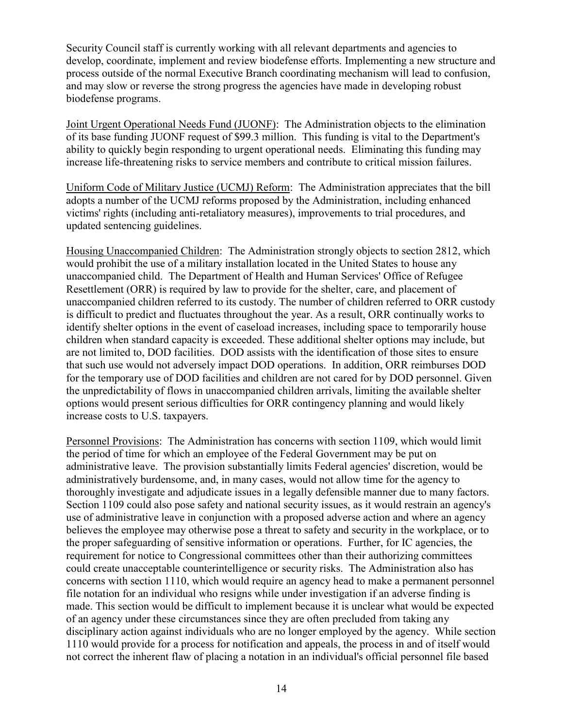Security Council staff is currently working with all relevant departments and agencies to develop, coordinate, implement and review biodefense efforts. Implementing a new structure and process outside of the normal Executive Branch coordinating mechanism will lead to confusion, and may slow or reverse the strong progress the agencies have made in developing robust biodefense programs.

Joint Urgent Operational Needs Fund (JUONF): The Administration objects to the elimination of its base funding JUONF request of $99.3 million. This funding is vital to the Department's ability to quickly begin responding to urgent operational needs. Eliminating this funding may increase life-threatening risks to service members and contribute to critical mission failures.

Uniform Code of Military Justice (UCMJ) Reform: The Administration appreciates that the bill adopts a number of the UCMJ reforms proposed by the Administration, including enhanced victims' rights (including anti-retaliatory measures), improvements to trial procedures, and updated sentencing guidelines.

Housing Unaccompanied Children: The Administration strongly objects to section 2812, which would prohibit the use of a military installation located in the United States to house any unaccompanied child. The Department of Health and Human Services' Office of Refugee Resettlement (ORR) is required by law to provide for the shelter, care, and placement of unaccompanied children referred to its custody. The number of children referred to ORR custody is difficult to predict and fluctuates throughout the year. As a result, ORR continually works to identify shelter options in the event of caseload increases, including space to temporarily house children when standard capacity is exceeded. These additional shelter options may include, but are not limited to, DOD facilities. DOD assists with the identification of those sites to ensure that such use would not adversely impact DOD operations. In addition, ORR reimburses DOD for the temporary use of DOD facilities and children are not cared for by DOD personnel. Given the unpredictability of flows in unaccompanied children arrivals, limiting the available shelter options would present serious difficulties for ORR contingency planning and would likely increase costs to U.S. taxpayers.

Personnel Provisions: The Administration has concerns with section 1109, which would limit the period of time for which an employee of the Federal Government may be put on administrative leave. The provision substantially limits Federal agencies' discretion, would be administratively burdensome, and, in many cases, would not allow time for the agency to thoroughly investigate and adjudicate issues in a legally defensible manner due to many factors. Section 1109 could also pose safety and national security issues, as it would restrain an agency's use of administrative leave in conjunction with a proposed adverse action and where an agency believes the employee may otherwise pose a threat to safety and security in the workplace, or to the proper safeguarding of sensitive information or operations. Further, for IC agencies, the requirement for notice to Congressional committees other than their authorizing committees could create unacceptable counterintelligence or security risks. The Administration also has concerns with section 1110, which would require an agency head to make a permanent personnel file notation for an individual who resigns while under investigation if an adverse finding is made. This section would be difficult to implement because it is unclear what would be expected of an agency under these circumstances since they are often precluded from taking any disciplinary action against individuals who are no longer employed by the agency. While section 1110 would provide for a process for notification and appeals, the process in and of itself would not correct the inherent flaw of placing a notation in an individual's official personnel file based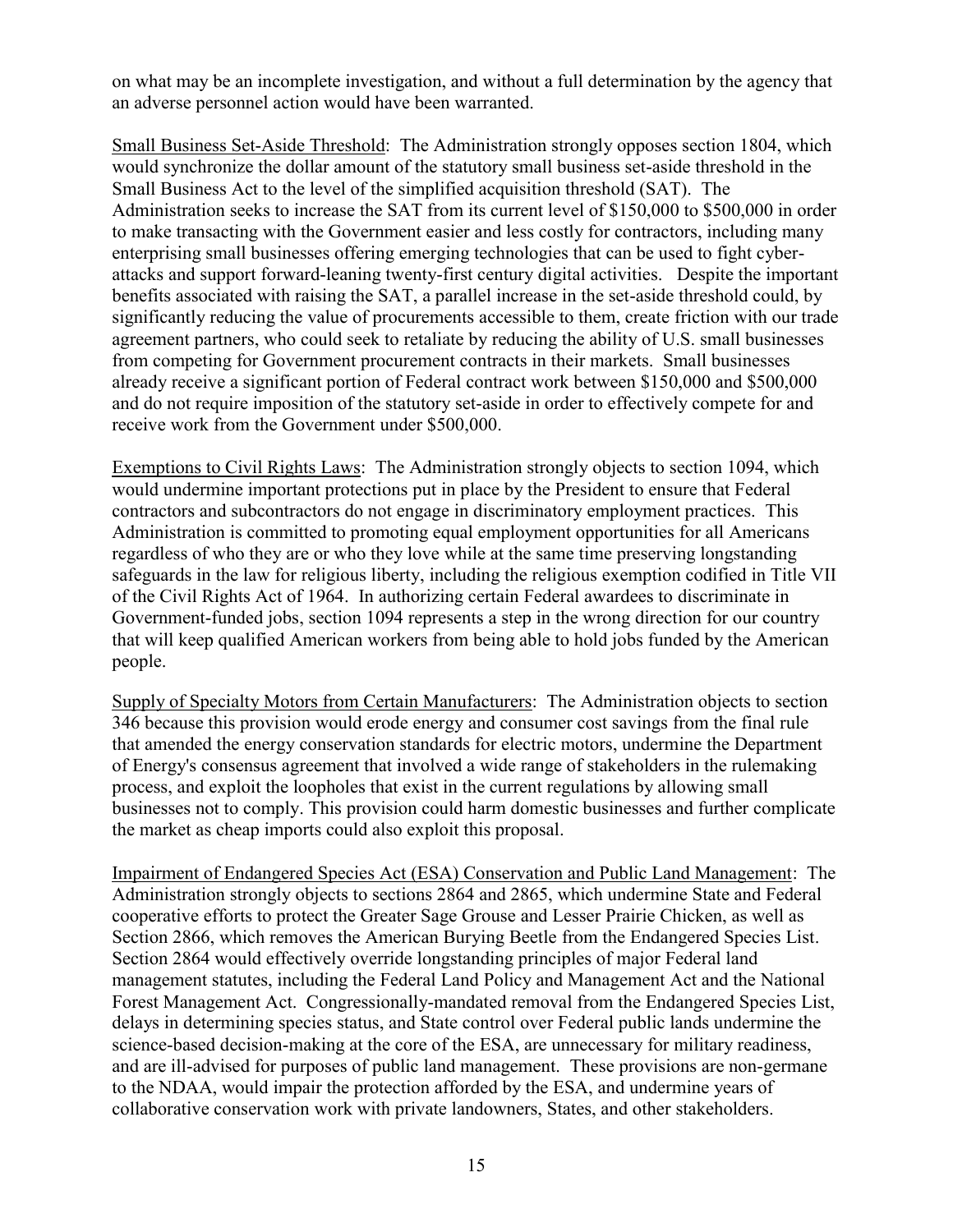on what may be an incomplete investigation, and without a full determination by the agency that an adverse personnel action would have been warranted.

Small Business Set-Aside Threshold: The Administration strongly opposes section 1804, which would synchronize the dollar amount of the statutory small business set-aside threshold in the Small Business Act to the level of the simplified acquisition threshold (SAT). The Administration seeks to increase the SAT from its current level of $150,000 to $500,000 in order to make transacting with the Government easier and less costly for contractors, including many enterprising small businesses offering emerging technologies that can be used to fight cyber-attacks and support forward-leaning twenty-first century digital activities. Despite the important benefits associated with raising the SAT, a parallel increase in the set-aside threshold could, by significantly reducing the value of procurements accessible to them, create friction with our trade agreement partners, who could seek to retaliate by reducing the ability of U.S. small businesses from competing for Government procurement contracts in their markets. Small businesses already receive a significant portion of Federal contract work between $150,000 and $500,000 and do not require imposition of the statutory set-aside in order to effectively compete for and receive work from the Government under $500,000.

Exemptions to Civil Rights Laws: The Administration strongly objects to section 1094, which would undermine important protections put in place by the President to ensure that Federal contractors and subcontractors do not engage in discriminatory employment practices. This Administration is committed to promoting equal employment opportunities for all Americans regardless of who they are or who they love while at the same time preserving longstanding safeguards in the law for religious liberty, including the religious exemption codified in Title VII of the Civil Rights Act of 1964. In authorizing certain Federal awardees to discriminate in Government-funded jobs, section 1094 represents a step in the wrong direction for our country that will keep qualified American workers from being able to hold jobs funded by the American people.

Supply of Specialty Motors from Certain Manufacturers: The Administration objects to section 346 because this provision would erode energy and consumer cost savings from the final rule that amended the energy conservation standards for electric motors, undermine the Department of Energy's consensus agreement that involved a wide range of stakeholders in the rulemaking process, and exploit the loopholes that exist in the current regulations by allowing small businesses not to comply. This provision could harm domestic businesses and further complicate the market as cheap imports could also exploit this proposal.

Impairment of Endangered Species Act (ESA) Conservation and Public Land Management: The Administration strongly objects to sections 2864 and 2865, which undermine State and Federal cooperative efforts to protect the Greater Sage Grouse and Lesser Prairie Chicken, as well as Section 2866, which removes the American Burying Beetle from the Endangered Species List. Section 2864 would effectively override longstanding principles of major Federal land management statutes, including the Federal Land Policy and Management Act and the National Forest Management Act. Congressionally-mandated removal from the Endangered Species List, delays in determining species status, and State control over Federal public lands undermine the science-based decision-making at the core of the ESA, are unnecessary for military readiness, and are ill-advised for purposes of public land management. These provisions are non-germane to the NDAA, would impair the protection afforded by the ESA, and undermine years of collaborative conservation work with private landowners, States, and other stakeholders.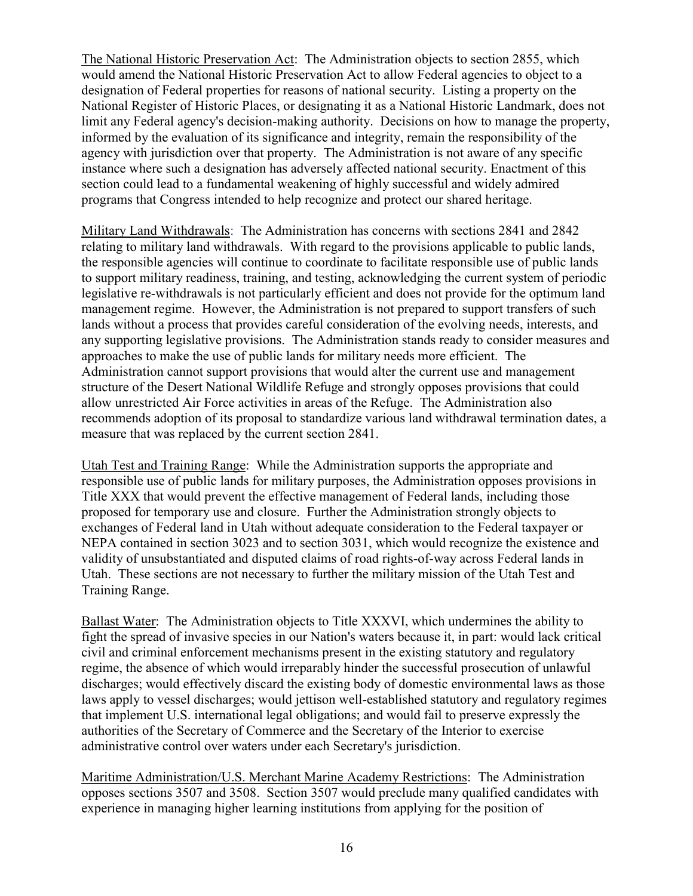<u>The National Historic Preservation Act</u>: The Administration objects to section 2855, which would amend the National Historic Preservation Act to allow Federal agencies to object to a designation of Federal properties for reasons of national security. Listing a property on the National Register of Historic Places, or designating it as a National Historic Landmark, does not limit any Federal agency's decision-making authority. Decisions on how to manage the property, informed by the evaluation of its significance and integrity, remain the responsibility of the agency with jurisdiction over that property. The Administration is not aware of any specific instance where such a designation has adversely affected national security. Enactment of this section could lead to a fundamental weakening of highly successful and widely admired programs that Congress intended to help recognize and protect our shared heritage.

<u>Military Land Withdrawals</u>: The Administration has concerns with sections 2841 and 2842 relating to military land withdrawals. With regard to the provisions applicable to public lands, the responsible agencies will continue to coordinate to facilitate responsible use of public lands to support military readiness, training, and testing, acknowledging the current system of periodic legislative re-withdrawals is not particularly efficient and does not provide for the optimum land management regime. However, the Administration is not prepared to support transfers of such lands without a process that provides careful consideration of the evolving needs, interests, and any supporting legislative provisions. The Administration stands ready to consider measures and approaches to make the use of public lands for military needs more efficient. The Administration cannot support provisions that would alter the current use and management structure of the Desert National Wildlife Refuge and strongly opposes provisions that could allow unrestricted Air Force activities in areas of the Refuge. The Administration also recommends adoption of its proposal to standardize various land withdrawal termination dates, a measure that was replaced by the current section 2841.

<u>Utah Test and Training Range</u>: While the Administration supports the appropriate and responsible use of public lands for military purposes, the Administration opposes provisions in Title XXX that would prevent the effective management of Federal lands, including those proposed for temporary use and closure. Further the Administration strongly objects to exchanges of Federal land in Utah without adequate consideration to the Federal taxpayer or NEPA contained in section 3023 and to section 3031, which would recognize the existence and validity of unsubstantiated and disputed claims of road rights-of-way across Federal lands in Utah. These sections are not necessary to further the military mission of the Utah Test and Training Range.

<u>Ballast Water</u>: The Administration objects to Title XXXVI, which undermines the ability to fight the spread of invasive species in our Nation's waters because it, in part: would lack critical civil and criminal enforcement mechanisms present in the existing statutory and regulatory regime, the absence of which would irreparably hinder the successful prosecution of unlawful discharges; would effectively discard the existing body of domestic environmental laws as those laws apply to vessel discharges; would jettison well-established statutory and regulatory regimes that implement U.S. international legal obligations; and would fail to preserve expressly the authorities of the Secretary of Commerce and the Secretary of the Interior to exercise administrative control over waters under each Secretary's jurisdiction.

<u>Maritime Administration/U.S. Merchant Marine Academy Restrictions</u>: The Administration opposes sections 3507 and 3508. Section 3507 would preclude many qualified candidates with experience in managing higher learning institutions from applying for the position of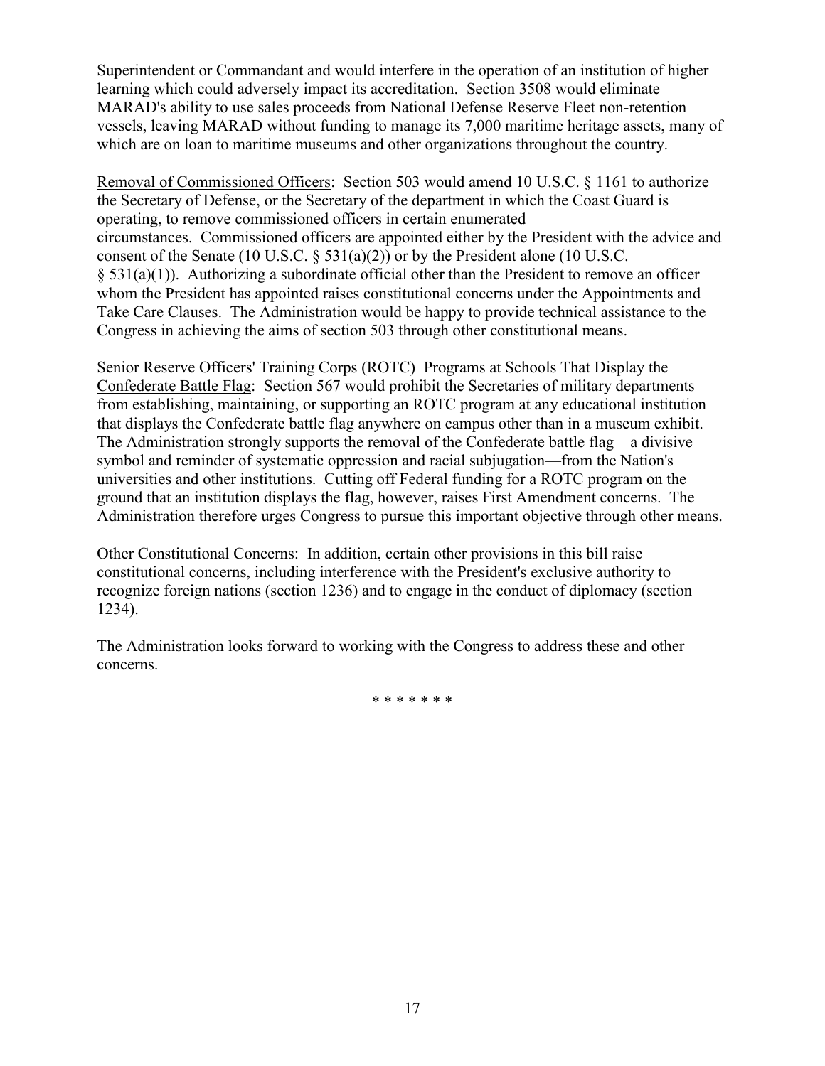Superintendent or Commandant and would interfere in the operation of an institution of higher learning which could adversely impact its accreditation. Section 3508 would eliminate MARAD's ability to use sales proceeds from National Defense Reserve Fleet non-retention vessels, leaving MARAD without funding to manage its 7,000 maritime heritage assets, many of which are on loan to maritime museums and other organizations throughout the country.

Removal of Commissioned Officers: Section 503 would amend 10 U.S.C. § 1161 to authorize the Secretary of Defense, or the Secretary of the department in which the Coast Guard is operating, to remove commissioned officers in certain enumerated circumstances. Commissioned officers are appointed either by the President with the advice and consent of the Senate (10 U.S.C. § 531(a)(2)) or by the President alone (10 U.S.C. § 531(a)(1)). Authorizing a subordinate official other than the President to remove an officer whom the President has appointed raises constitutional concerns under the Appointments and Take Care Clauses. The Administration would be happy to provide technical assistance to the Congress in achieving the aims of section 503 through other constitutional means.

Senior Reserve Officers' Training Corps (ROTC) Programs at Schools That Display the Confederate Battle Flag: Section 567 would prohibit the Secretaries of military departments from establishing, maintaining, or supporting an ROTC program at any educational institution that displays the Confederate battle flag anywhere on campus other than in a museum exhibit. The Administration strongly supports the removal of the Confederate battle flag—a divisive symbol and reminder of systematic oppression and racial subjugation—from the Nation's universities and other institutions. Cutting off Federal funding for a ROTC program on the ground that an institution displays the flag, however, raises First Amendment concerns. The Administration therefore urges Congress to pursue this important objective through other means.

Other Constitutional Concerns: In addition, certain other provisions in this bill raise constitutional concerns, including interference with the President's exclusive authority to recognize foreign nations (section 1236) and to engage in the conduct of diplomacy (section 1234).

The Administration looks forward to working with the Congress to address these and other concerns.

\* \* \* \* \* \* \*